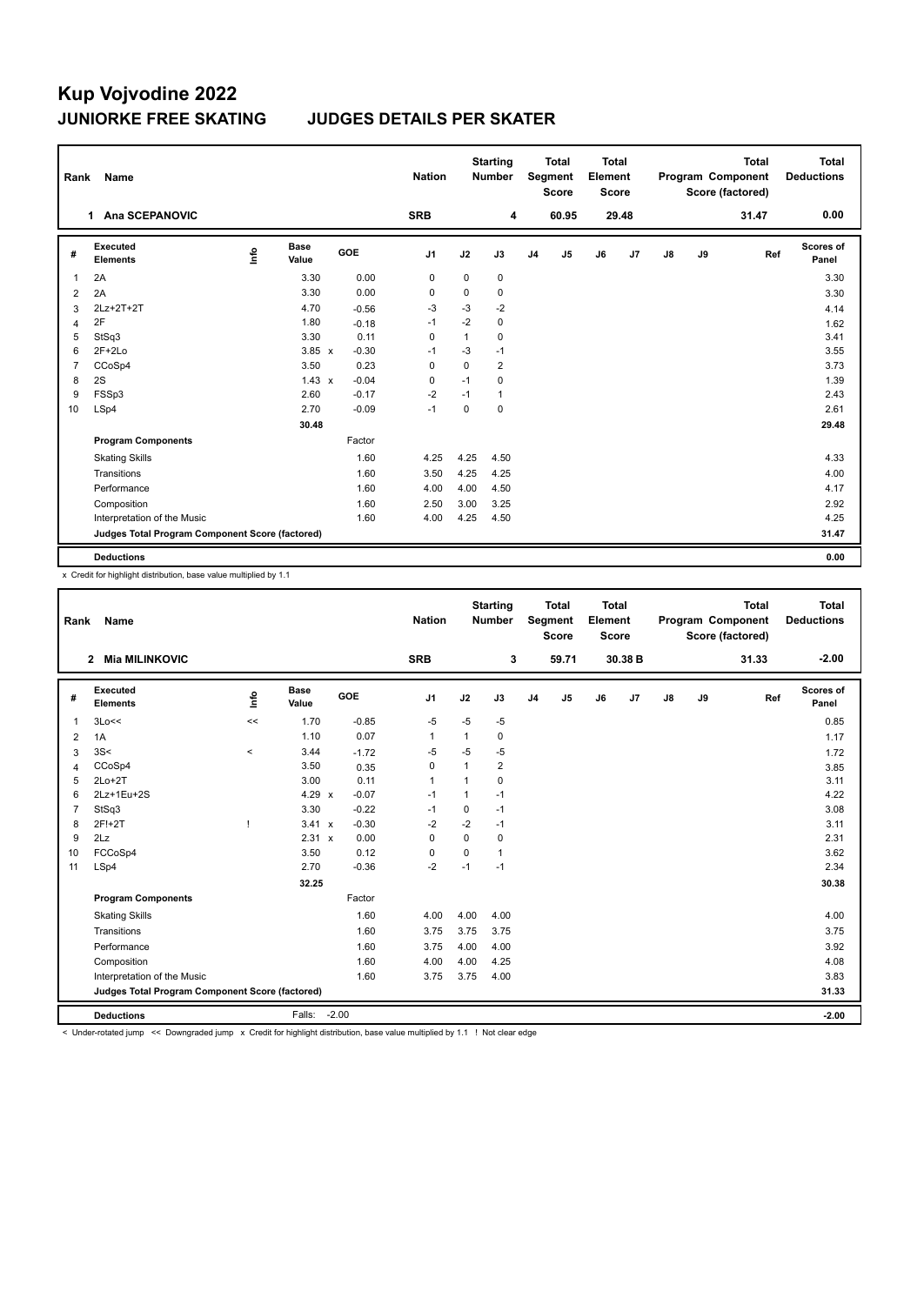# Kup Vojvodine 2022

## JUNIORKE FREE SKATING JUDGES DETAILS PER SKATER

| Rank | Name | Nation | Starting Number | Total Segment Score | Total Element Score | Total Program Component Score (factored) | Total Deductions |
|---|---|---|---|---|---|---|---|
| 1 | Ana SCEPANOVIC | SRB | 4 | 60.95 | 29.48 | 31.47 | 0.00 |

| # | Executed Elements | Info | Base Value | | GOE | J1 | J2 | J3 | J4 | J5 | J6 | J7 | J8 | J9 | Ref | Scores of Panel |
|---|---|---|---|---|---|---|---|---|---|---|---|---|---|---|---|---|
| 1 | 2A | | 3.30 | | 0.00 | 0 | 0 | 0 | | | | | | | | 3.30 |
| 2 | 2A | | 3.30 | | 0.00 | 0 | 0 | 0 | | | | | | | | 3.30 |
| 3 | 2Lz+2T+2T | | 4.70 | | -0.56 | -3 | -3 | -2 | | | | | | | | 4.14 |
| 4 | 2F | | 1.80 | | -0.18 | -1 | -2 | 0 | | | | | | | | 1.62 |
| 5 | StSq3 | | 3.30 | | 0.11 | 0 | 1 | 0 | | | | | | | | 3.41 |
| 6 | 2F+2Lo | | 3.85 | x | -0.30 | -1 | -3 | -1 | | | | | | | | 3.55 |
| 7 | CCoSp4 | | 3.50 | | 0.23 | 0 | 0 | 2 | | | | | | | | 3.73 |
| 8 | 2S | | 1.43 | x | -0.04 | 0 | -1 | 0 | | | | | | | | 1.39 |
| 9 | FSSp3 | | 2.60 | | -0.17 | -2 | -1 | 1 | | | | | | | | 2.43 |
| 10 | LSp4 | | 2.70 | | -0.09 | -1 | 0 | 0 | | | | | | | | 2.61 |
| | | | 30.48 | | | | | | | | | | | | | 29.48 |
| | **Program Components** | | | | Factor | | | | | | | | | | | |
| | Skating Skills | | | | 1.60 | 4.25 | 4.25 | 4.50 | | | | | | | | 4.33 |
| | Transitions | | | | 1.60 | 3.50 | 4.25 | 4.25 | | | | | | | | 4.00 |
| | Performance | | | | 1.60 | 4.00 | 4.00 | 4.50 | | | | | | | | 4.17 |
| | Composition | | | | 1.60 | 2.50 | 3.00 | 3.25 | | | | | | | | 2.92 |
| | Interpretation of the Music | | | | 1.60 | 4.00 | 4.25 | 4.50 | | | | | | | | 4.25 |
| | **Judges Total Program Component Score (factored)** | | | | | | | | | | | | | | | 31.47 |
| | **Deductions** | | | | | | | | | | | | | | | 0.00 |

x Credit for highlight distribution, base value multiplied by 1.1

| Rank | Name | Nation | Starting Number | Total Segment Score | Total Element Score | Total Program Component Score (factored) | Total Deductions |
|---|---|---|---|---|---|---|---|
| 2 | Mia MILINKOVIC | SRB | 3 | 59.71 | 30.38 B | 31.33 | -2.00 |

| # | Executed Elements | Info | Base Value | | GOE | J1 | J2 | J3 | J4 | J5 | J6 | J7 | J8 | J9 | Ref | Scores of Panel |
|---|---|---|---|---|---|---|---|---|---|---|---|---|---|---|---|---|
| 1 | 3Lo<< | << | 1.70 | | -0.85 | -5 | -5 | -5 | | | | | | | | 0.85 |
| 2 | 1A | | 1.10 | | 0.07 | 1 | 1 | 0 | | | | | | | | 1.17 |
| 3 | 3S< | < | 3.44 | | -1.72 | -5 | -5 | -5 | | | | | | | | 1.72 |
| 4 | CCoSp4 | | 3.50 | | 0.35 | 0 | 1 | 2 | | | | | | | | 3.85 |
| 5 | 2Lo+2T | | 3.00 | | 0.11 | 1 | 1 | 0 | | | | | | | | 3.11 |
| 6 | 2Lz+1Eu+2S | | 4.29 | x | -0.07 | -1 | 1 | -1 | | | | | | | | 4.22 |
| 7 | StSq3 | | 3.30 | | -0.22 | -1 | 0 | -1 | | | | | | | | 3.08 |
| 8 | 2F!+2T | ! | 3.41 | x | -0.30 | -2 | -2 | -1 | | | | | | | | 3.11 |
| 9 | 2Lz | | 2.31 | x | 0.00 | 0 | 0 | 0 | | | | | | | | 2.31 |
| 10 | FCCoSp4 | | 3.50 | | 0.12 | 0 | 0 | 1 | | | | | | | | 3.62 |
| 11 | LSp4 | | 2.70 | | -0.36 | -2 | -1 | -1 | | | | | | | | 2.34 |
| | | | 32.25 | | | | | | | | | | | | | 30.38 |
| | **Program Components** | | | | Factor | | | | | | | | | | | |
| | Skating Skills | | | | 1.60 | 4.00 | 4.00 | 4.00 | | | | | | | | 4.00 |
| | Transitions | | | | 1.60 | 3.75 | 3.75 | 3.75 | | | | | | | | 3.75 |
| | Performance | | | | 1.60 | 3.75 | 4.00 | 4.00 | | | | | | | | 3.92 |
| | Composition | | | | 1.60 | 4.00 | 4.00 | 4.25 | | | | | | | | 4.08 |
| | Interpretation of the Music | | | | 1.60 | 3.75 | 3.75 | 4.00 | | | | | | | | 3.83 |
| | **Judges Total Program Component Score (factored)** | | | | | | | | | | | | | | | 31.33 |
| | **Deductions** | | Falls: | | -2.00 | | | | | | | | | | | -2.00 |

< Under-rotated jump << Downgraded jump x Credit for highlight distribution, base value multiplied by 1.1 ! Not clear edge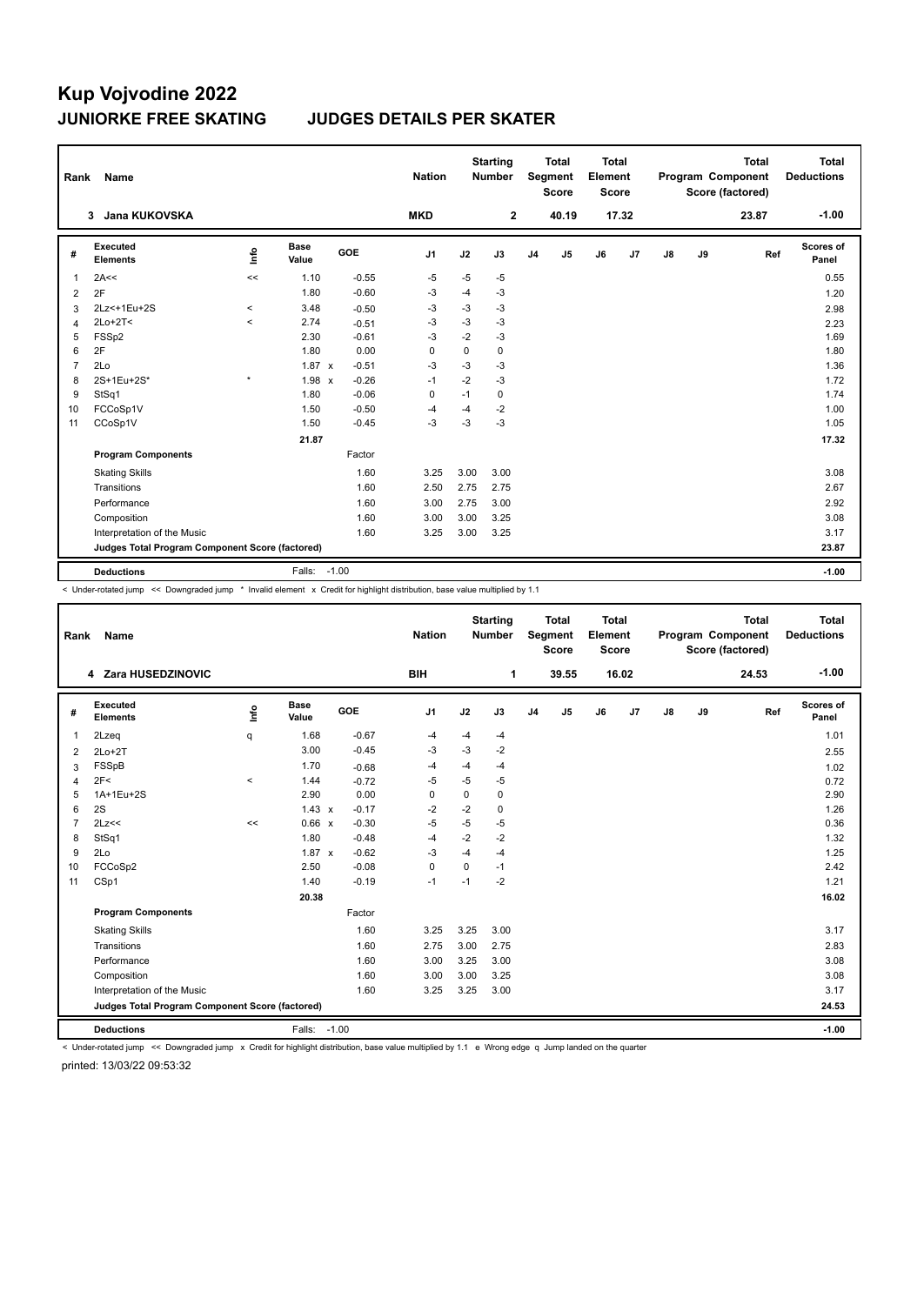# Kup Vojvodine 2022

## JUNIORKE FREE SKATING JUDGES DETAILS PER SKATER

| Rank | Name | Nation | Starting Number | Total Segment Score | Total Element Score | Total Program Component Score (factored) | Total Deductions |
|---|---|---|---|---|---|---|---|
| 3 | Jana KUKOVSKA | MKD | 2 | 40.19 | 17.32 | 23.87 | -1.00 |

| # | Executed Elements | Info | Base Value | | GOE | J1 | J2 | J3 | J4 | J5 | J6 | J7 | J8 | J9 | Ref | Scores of Panel |
|---|---|---|---|---|---|---|---|---|---|---|---|---|---|---|---|---|
| 1 | 2A<< | << | 1.10 | | -0.55 | -5 | -5 | -5 | | | | | | | | 0.55 |
| 2 | 2F | | 1.80 | | -0.60 | -3 | -4 | -3 | | | | | | | | 1.20 |
| 3 | 2Lz<+1Eu+2S | < | 3.48 | | -0.50 | -3 | -3 | -3 | | | | | | | | 2.98 |
| 4 | 2Lo+2T< | < | 2.74 | | -0.51 | -3 | -3 | -3 | | | | | | | | 2.23 |
| 5 | FSSp2 | | 2.30 | | -0.61 | -3 | -2 | -3 | | | | | | | | 1.69 |
| 6 | 2F | | 1.80 | | 0.00 | 0 | 0 | 0 | | | | | | | | 1.80 |
| 7 | 2Lo | | 1.87 | x | -0.51 | -3 | -3 | -3 | | | | | | | | 1.36 |
| 8 | 2S+1Eu+2S* | * | 1.98 | x | -0.26 | -1 | -2 | -3 | | | | | | | | 1.72 |
| 9 | StSq1 | | 1.80 | | -0.06 | 0 | -1 | 0 | | | | | | | | 1.74 |
| 10 | FCCoSp1V | | 1.50 | | -0.50 | -4 | -4 | -2 | | | | | | | | 1.00 |
| 11 | CCoSp1V | | 1.50 | | -0.45 | -3 | -3 | -3 | | | | | | | | 1.05 |
| | | | 21.87 | | | | | | | | | | | | | 17.32 |
| | **Program Components** | | | | Factor | | | | | | | | | | | |
| | Skating Skills | | | | 1.60 | 3.25 | 3.00 | 3.00 | | | | | | | | 3.08 |
| | Transitions | | | | 1.60 | 2.50 | 2.75 | 2.75 | | | | | | | | 2.67 |
| | Performance | | | | 1.60 | 3.00 | 2.75 | 3.00 | | | | | | | | 2.92 |
| | Composition | | | | 1.60 | 3.00 | 3.00 | 3.25 | | | | | | | | 3.08 |
| | Interpretation of the Music | | | | 1.60 | 3.25 | 3.00 | 3.25 | | | | | | | | 3.17 |
| | **Judges Total Program Component Score (factored)** | | | | | | | | | | | | | | | 23.87 |
| | **Deductions** | | Falls: | | -1.00 | | | | | | | | | | | -1.00 |

< Under-rotated jump << Downgraded jump * Invalid element x Credit for highlight distribution, base value multiplied by 1.1

| Rank | Name | Nation | Starting Number | Total Segment Score | Total Element Score | Total Program Component Score (factored) | Total Deductions |
|---|---|---|---|---|---|---|---|
| 4 | Zara HUSEDZINOVIC | BIH | 1 | 39.55 | 16.02 | 24.53 | -1.00 |

| # | Executed Elements | Info | Base Value | | GOE | J1 | J2 | J3 | J4 | J5 | J6 | J7 | J8 | J9 | Ref | Scores of Panel |
|---|---|---|---|---|---|---|---|---|---|---|---|---|---|---|---|---|
| 1 | 2Lzeq | q | 1.68 | | -0.67 | -4 | -4 | -4 | | | | | | | | 1.01 |
| 2 | 2Lo+2T | | 3.00 | | -0.45 | -3 | -3 | -2 | | | | | | | | 2.55 |
| 3 | FSSpB | | 1.70 | | -0.68 | -4 | -4 | -4 | | | | | | | | 1.02 |
| 4 | 2F< | < | 1.44 | | -0.72 | -5 | -5 | -5 | | | | | | | | 0.72 |
| 5 | 1A+1Eu+2S | | 2.90 | | 0.00 | 0 | 0 | 0 | | | | | | | | 2.90 |
| 6 | 2S | | 1.43 | x | -0.17 | -2 | -2 | 0 | | | | | | | | 1.26 |
| 7 | 2Lz<< | << | 0.66 | x | -0.30 | -5 | -5 | -5 | | | | | | | | 0.36 |
| 8 | StSq1 | | 1.80 | | -0.48 | -4 | -2 | -2 | | | | | | | | 1.32 |
| 9 | 2Lo | | 1.87 | x | -0.62 | -3 | -4 | -4 | | | | | | | | 1.25 |
| 10 | FCCoSp2 | | 2.50 | | -0.08 | 0 | 0 | -1 | | | | | | | | 2.42 |
| 11 | CSp1 | | 1.40 | | -0.19 | -1 | -1 | -2 | | | | | | | | 1.21 |
| | | | 20.38 | | | | | | | | | | | | | 16.02 |
| | **Program Components** | | | | Factor | | | | | | | | | | | |
| | Skating Skills | | | | 1.60 | 3.25 | 3.25 | 3.00 | | | | | | | | 3.17 |
| | Transitions | | | | 1.60 | 2.75 | 3.00 | 2.75 | | | | | | | | 2.83 |
| | Performance | | | | 1.60 | 3.00 | 3.25 | 3.00 | | | | | | | | 3.08 |
| | Composition | | | | 1.60 | 3.00 | 3.00 | 3.25 | | | | | | | | 3.08 |
| | Interpretation of the Music | | | | 1.60 | 3.25 | 3.25 | 3.00 | | | | | | | | 3.17 |
| | **Judges Total Program Component Score (factored)** | | | | | | | | | | | | | | | 24.53 |
| | **Deductions** | | Falls: | | -1.00 | | | | | | | | | | | -1.00 |

< Under-rotated jump << Downgraded jump x Credit for highlight distribution, base value multiplied by 1.1 e Wrong edge q Jump landed on the quarter

printed: 13/03/22 09:53:32